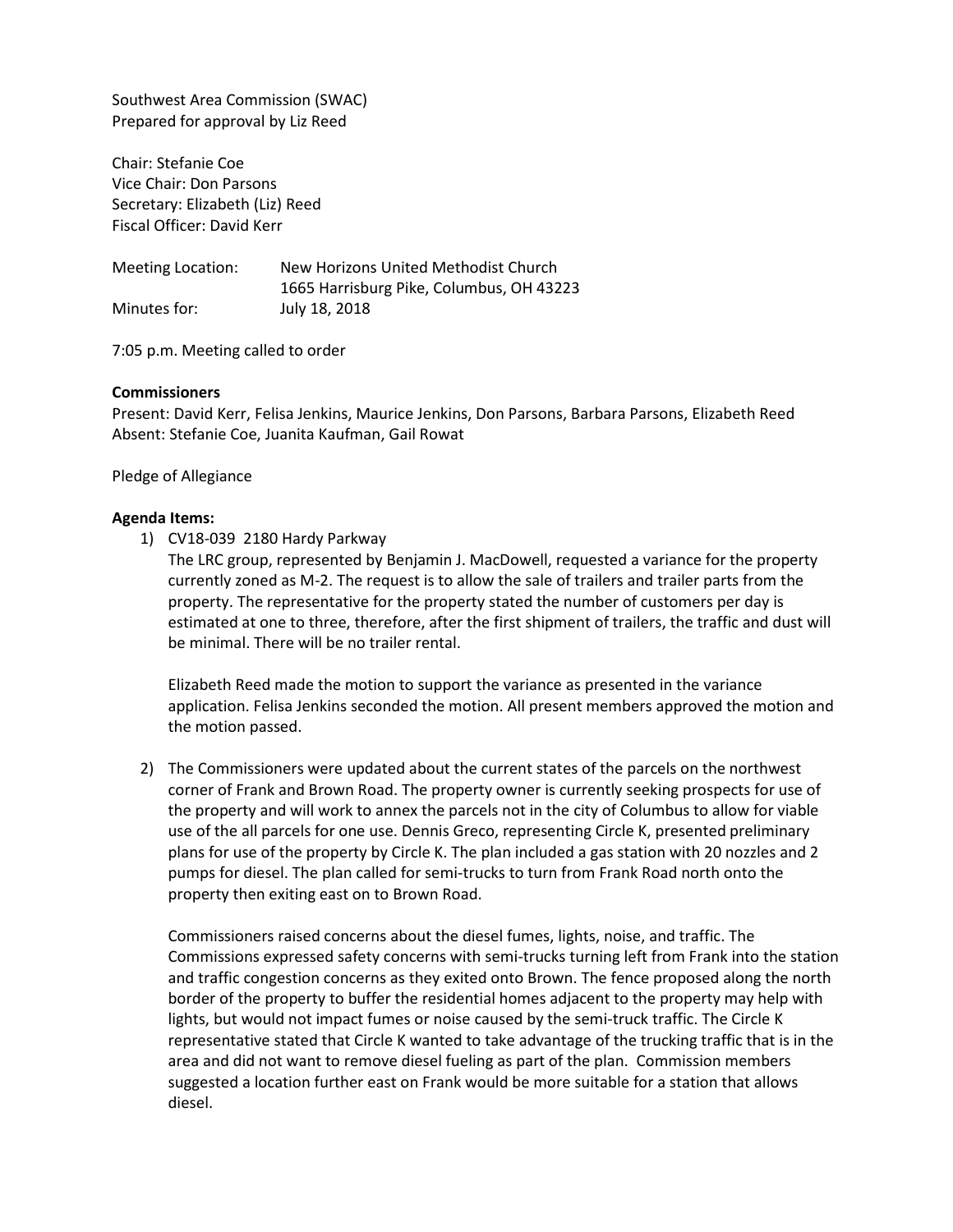Southwest Area Commission (SWAC)
Prepared for approval by Liz Reed

Chair: Stefanie Coe
Vice Chair: Don Parsons
Secretary: Elizabeth (Liz) Reed
Fiscal Officer: David Kerr

| Meeting Location: | New Horizons United Methodist Church<br>1665 Harrisburg Pike, Columbus, OH 43223 |
|---|---|
| Minutes for: | July 18, 2018 |

7:05 p.m. Meeting called to order

**Commissioners**
Present: David Kerr, Felisa Jenkins, Maurice Jenkins, Don Parsons, Barbara Parsons, Elizabeth Reed
Absent: Stefanie Coe, Juanita Kaufman, Gail Rowat

Pledge of Allegiance

**Agenda Items:**

1) CV18-039 2180 Hardy Parkway
   The LRC group, represented by Benjamin J. MacDowell, requested a variance for the property currently zoned as M-2. The request is to allow the sale of trailers and trailer parts from the property. The representative for the property stated the number of customers per day is estimated at one to three, therefore, after the first shipment of trailers, the traffic and dust will be minimal. There will be no trailer rental.

   Elizabeth Reed made the motion to support the variance as presented in the variance application. Felisa Jenkins seconded the motion. All present members approved the motion and the motion passed.

2) The Commissioners were updated about the current states of the parcels on the northwest corner of Frank and Brown Road. The property owner is currently seeking prospects for use of the property and will work to annex the parcels not in the city of Columbus to allow for viable use of the all parcels for one use. Dennis Greco, representing Circle K, presented preliminary plans for use of the property by Circle K. The plan included a gas station with 20 nozzles and 2 pumps for diesel. The plan called for semi-trucks to turn from Frank Road north onto the property then exiting east on to Brown Road.

   Commissioners raised concerns about the diesel fumes, lights, noise, and traffic. The Commissions expressed safety concerns with semi-trucks turning left from Frank into the station and traffic congestion concerns as they exited onto Brown. The fence proposed along the north border of the property to buffer the residential homes adjacent to the property may help with lights, but would not impact fumes or noise caused by the semi-truck traffic. The Circle K representative stated that Circle K wanted to take advantage of the trucking traffic that is in the area and did not want to remove diesel fueling as part of the plan. Commission members suggested a location further east on Frank would be more suitable for a station that allows diesel.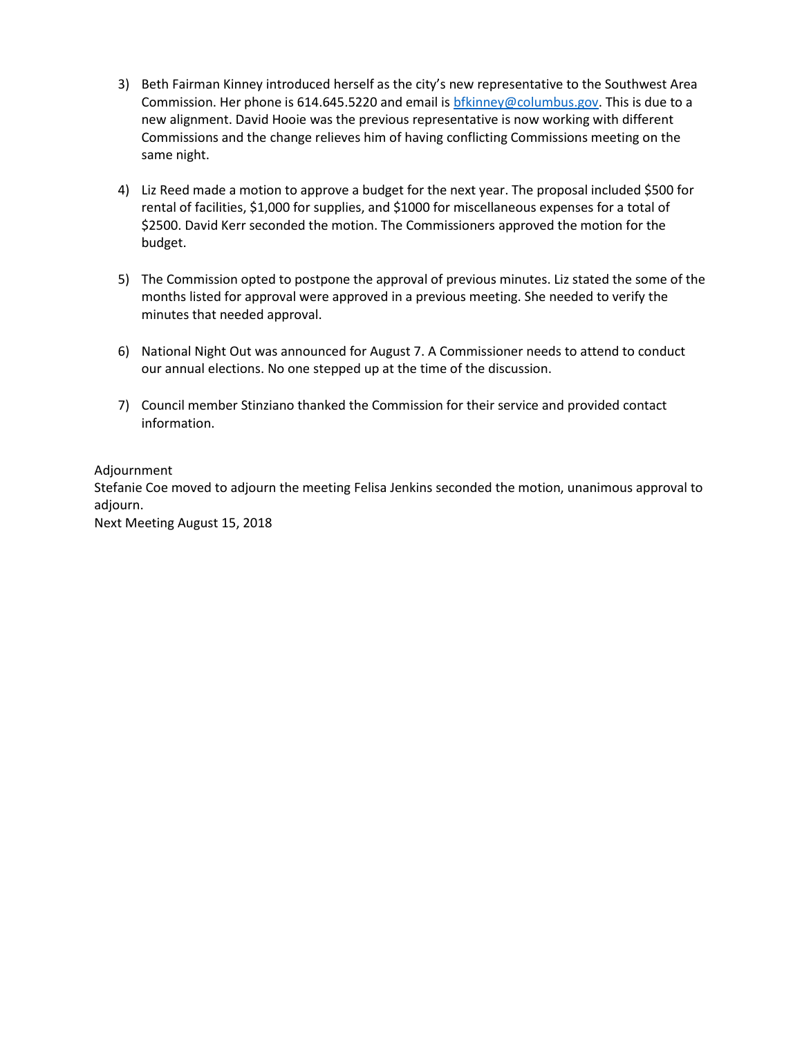3) Beth Fairman Kinney introduced herself as the city's new representative to the Southwest Area Commission. Her phone is 614.645.5220 and email is bfkinney@columbus.gov. This is due to a new alignment. David Hooie was the previous representative is now working with different Commissions and the change relieves him of having conflicting Commissions meeting on the same night.

4) Liz Reed made a motion to approve a budget for the next year. The proposal included $500 for rental of facilities, $1,000 for supplies, and $1000 for miscellaneous expenses for a total of $2500. David Kerr seconded the motion. The Commissioners approved the motion for the budget.

5) The Commission opted to postpone the approval of previous minutes. Liz stated the some of the months listed for approval were approved in a previous meeting. She needed to verify the minutes that needed approval.

6) National Night Out was announced for August 7. A Commissioner needs to attend to conduct our annual elections. No one stepped up at the time of the discussion.

7) Council member Stinziano thanked the Commission for their service and provided contact information.

Adjournment

Stefanie Coe moved to adjourn the meeting Felisa Jenkins seconded the motion, unanimous approval to adjourn.

Next Meeting August 15, 2018